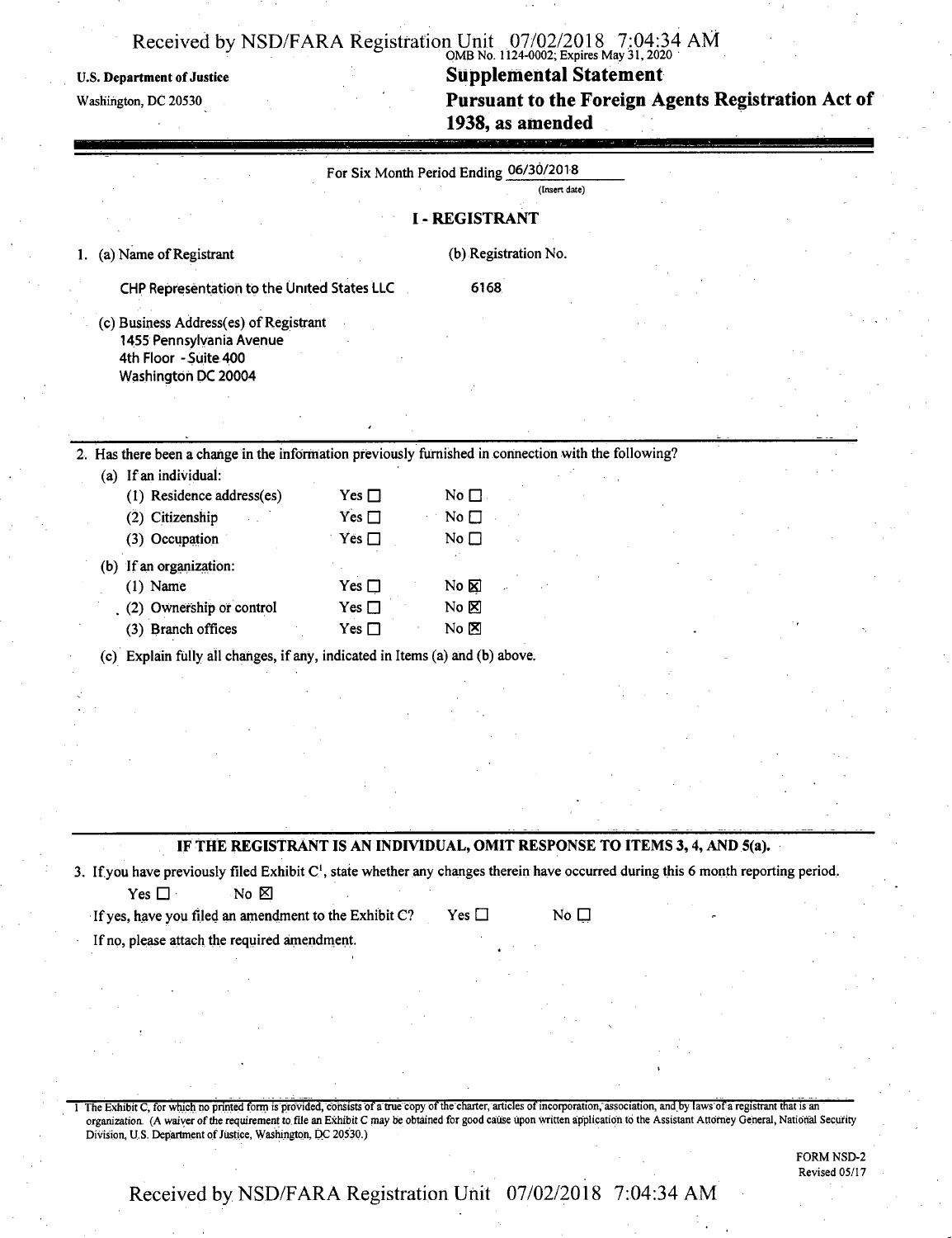OMB No. 1124-0002; Expires May 31, 2020

**U.S. Department of Justice**

Washington, DC 20530

# Supplemental Statement Pursuant to the Foreign Agents Registration Act of 1938, as amended

For Six Month Period Ending 06/30/2018

(Insert date)

## I - REGISTRANT

1. (a) Name of Registrant

   CHP Representation to the United States LLC

   (b) Registration No.

   6168

   (c) Business Address(es) of Registrant

   1455 Pennsylvania Avenue
   4th Floor - Suite 400
   Washington DC 20004

2. Has there been a change in the information previously furnished in connection with the following?

   (a) If an individual:

   | | | |
   |---|---|---|
   | (1) Residence address(es) | Yes ☐ | No ☐ |
   | (2) Citizenship | Yes ☐ | No ☐ |
   | (3) Occupation | Yes ☐ | No ☐ |

   (b) If an organization:

   | | | |
   |---|---|---|
   | (1) Name | Yes ☐ | No ☒ |
   | (2) Ownership or control | Yes ☐ | No ☒ |
   | (3) Branch offices | Yes ☐ | No ☒ |

   (c) Explain fully all changes, if any, indicated in Items (a) and (b) above.

**IF THE REGISTRANT IS AN INDIVIDUAL, OMIT RESPONSE TO ITEMS 3, 4, AND 5(a).**

3. If you have previously filed Exhibit C[1], state whether any changes therein have occurred during this 6 month reporting period.

   Yes ☐ No ☒

   If yes, have you filed an amendment to the Exhibit C? Yes ☐ No ☐

   If no, please attach the required amendment.

[1] The Exhibit C, for which no printed form is provided, consists of a true copy of the charter, articles of incorporation, association, and by laws of a registrant that is an organization. (A waiver of the requirement to file an Exhibit C may be obtained for good cause upon written application to the Assistant Attorney General, National Security Division, U.S. Department of Justice, Washington, DC 20530.)

FORM NSD-2
Revised 05/17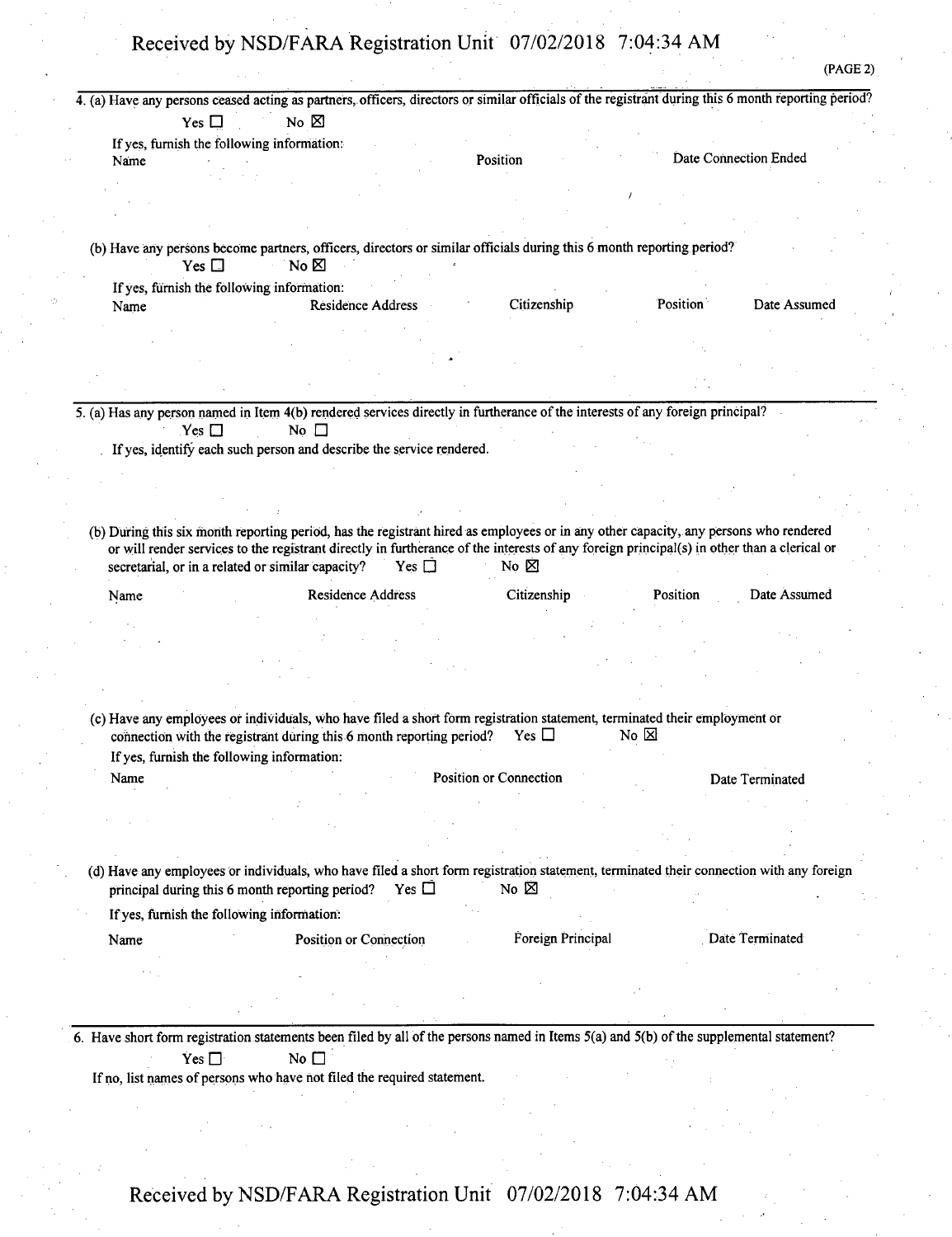(PAGE 2)

4. (a) Have any persons ceased acting as partners, officers, directors or similar officials of the registrant during this 6 month reporting period?

   Yes ☐ No ☒

   If yes, furnish the following information:

| Name | Position | Date Connection Ended |
|---|---|---|

(b) Have any persons become partners, officers, directors or similar officials during this 6 month reporting period?

   Yes ☐ No ☒

   If yes, furnish the following information:

| Name | Residence Address | Citizenship | Position | Date Assumed |
|---|---|---|---|---|

5. (a) Has any person named in Item 4(b) rendered services directly in furtherance of the interests of any foreign principal?

   Yes ☐ No ☐

   If yes, identify each such person and describe the service rendered.

(b) During this six month reporting period, has the registrant hired as employees or in any other capacity, any persons who rendered or will render services to the registrant directly in furtherance of the interests of any foreign principal(s) in other than a clerical or secretarial, or in a related or similar capacity? Yes ☐ No ☒

| Name | Residence Address | Citizenship | Position | Date Assumed |
|---|---|---|---|---|

(c) Have any employees or individuals, who have filed a short form registration statement, terminated their employment or connection with the registrant during this 6 month reporting period? Yes ☐ No ☒

   If yes, furnish the following information:

| Name | Position or Connection | Date Terminated |
|---|---|---|

(d) Have any employees or individuals, who have filed a short form registration statement, terminated their connection with any foreign principal during this 6 month reporting period? Yes ☐ No ☒

   If yes, furnish the following information:

| Name | Position or Connection | Foreign Principal | Date Terminated |
|---|---|---|---|

6. Have short form registration statements been filed by all of the persons named in Items 5(a) and 5(b) of the supplemental statement?

   Yes ☐ No ☐

   If no, list names of persons who have not filed the required statement.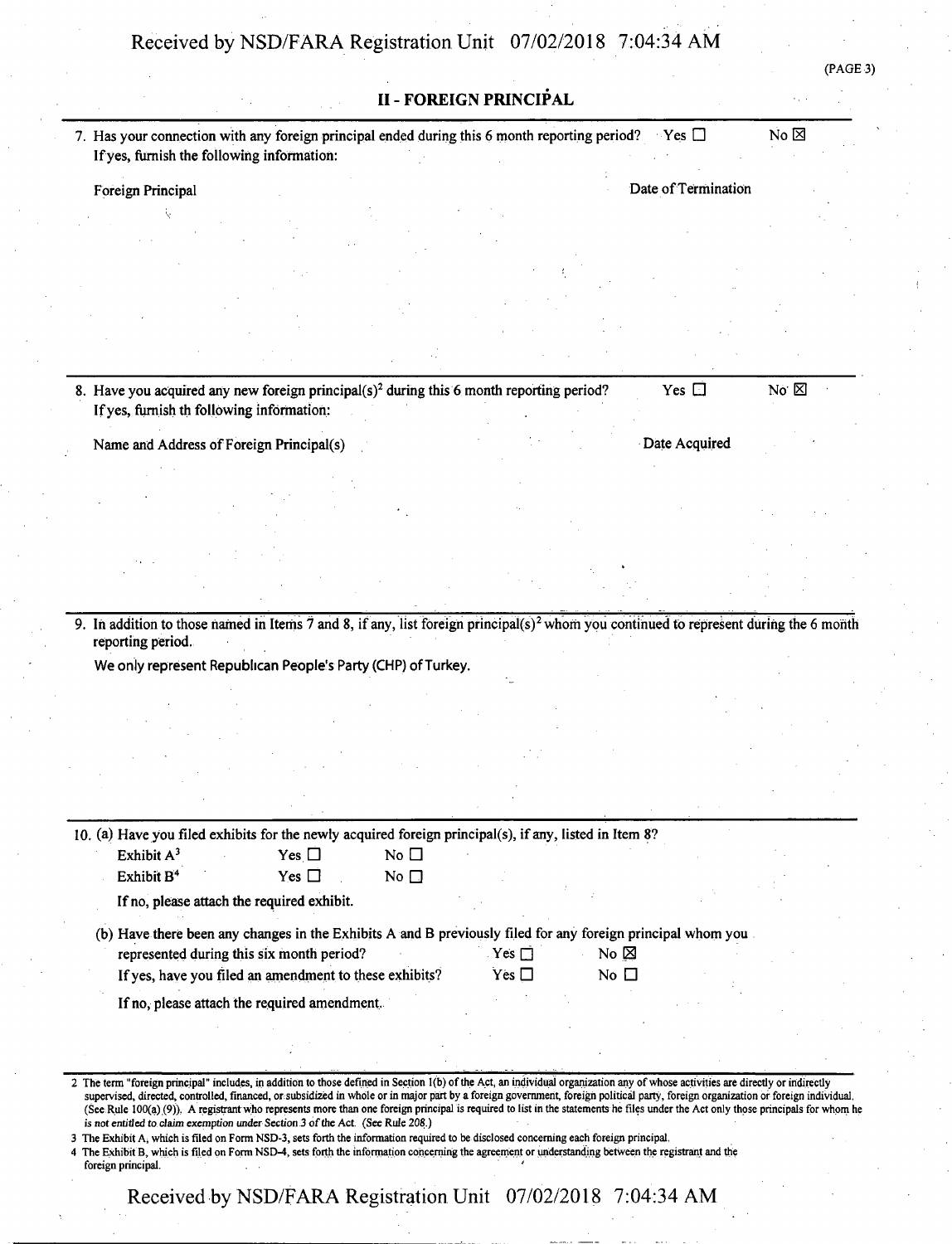## II - FOREIGN PRINCIPAL

7. Has your connection with any foreign principal ended during this 6 month reporting period? Yes ☐ No ☒

   If yes, furnish the following information:

   | Foreign Principal | Date of Termination |
   |---|---|
   | | |

8. Have you acquired any new foreign principal(s)[2] during this 6 month reporting period? Yes ☐ No ☒

   If yes, furnish th following information:

   | Name and Address of Foreign Principal(s) | Date Acquired |
   |---|---|
   | | |

9. In addition to those named in Items 7 and 8, if any, list foreign principal(s)[2] whom you continued to represent during the 6 month reporting period.

   We only represent Republican People's Party (CHP) of Turkey.

10. (a) Have you filed exhibits for the newly acquired foreign principal(s), if any, listed in Item 8?

    Exhibit A[3] Yes ☐ No ☐

    Exhibit B[4] Yes ☐ No ☐

    If no, please attach the required exhibit.

    (b) Have there been any changes in the Exhibits A and B previously filed for any foreign principal whom you represented during this six month period? Yes ☐ No ☒

    If yes, have you filed an amendment to these exhibits? Yes ☐ No ☐

    If no, please attach the required amendment.

---

2 The term "foreign principal" includes, in addition to those defined in Section 1(b) of the Act, an individual organization any of whose activities are directly or indirectly supervised, directed, controlled, financed, or subsidized in whole or in major part by a foreign government, foreign political party, foreign organization or foreign individual. (See Rule 100(a) (9)). A registrant who represents more than one foreign principal is required to list in the statements he files under the Act only those principals for whom he is not entitled to claim exemption under Section 3 of the Act. (See Rule 208.)

3 The Exhibit A, which is filed on Form NSD-3, sets forth the information required to be disclosed concerning each foreign principal.

4 The Exhibit B, which is filed on Form NSD-4, sets forth the information concerning the agreement or understanding between the registrant and the foreign principal.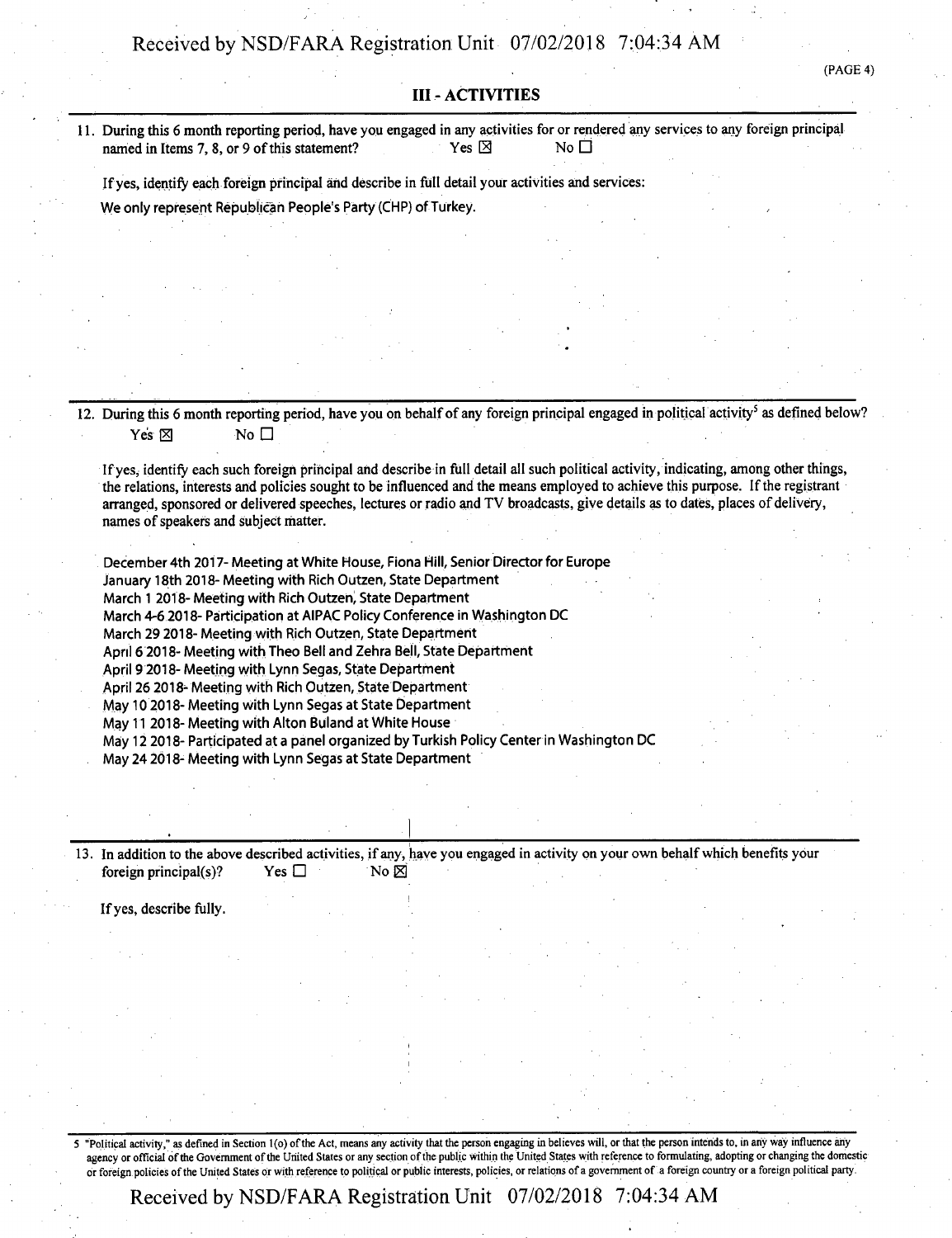## III - ACTIVITIES

11. During this 6 month reporting period, have you engaged in any activities for or rendered any services to any foreign principal named in Items 7, 8, or 9 of this statement? Yes ☒ No ☐

    If yes, identify each foreign principal and describe in full detail your activities and services:

    We only represent Republican People's Party (CHP) of Turkey.

12. During this 6 month reporting period, have you on behalf of any foreign principal engaged in political activity[5] as defined below? Yes ☒ No ☐

    If yes, identify each such foreign principal and describe in full detail all such political activity, indicating, among other things, the relations, interests and policies sought to be influenced and the means employed to achieve this purpose. If the registrant arranged, sponsored or delivered speeches, lectures or radio and TV broadcasts, give details as to dates, places of delivery, names of speakers and subject matter.

    December 4th 2017- Meeting at White House, Fiona Hill, Senior Director for Europe
    January 18th 2018- Meeting with Rich Outzen, State Department
    March 1 2018- Meeting with Rich Outzen, State Department
    March 4-6 2018- Participation at AIPAC Policy Conference in Washington DC
    March 29 2018- Meeting with Rich Outzen, State Department
    April 6 2018- Meeting with Theo Bell and Zehra Bell, State Department
    April 9 2018- Meeting with Lynn Segas, State Department
    April 26 2018- Meeting with Rich Outzen, State Department
    May 10 2018- Meeting with Lynn Segas at State Department
    May 11 2018- Meeting with Alton Buland at White House
    May 12 2018- Participated at a panel organized by Turkish Policy Center in Washington DC
    May 24 2018- Meeting with Lynn Segas at State Department

13. In addition to the above described activities, if any, have you engaged in activity on your own behalf which benefits your foreign principal(s)? Yes ☐ No ☒

    If yes, describe fully.

5 "Political activity," as defined in Section 1(o) of the Act, means any activity that the person engaging in believes will, or that the person intends to, in any way influence any agency or official of the Government of the United States or any section of the public within the United States with reference to formulating, adopting or changing the domestic or foreign policies of the United States or with reference to political or public interests, policies, or relations of a government of a foreign country or a foreign political party.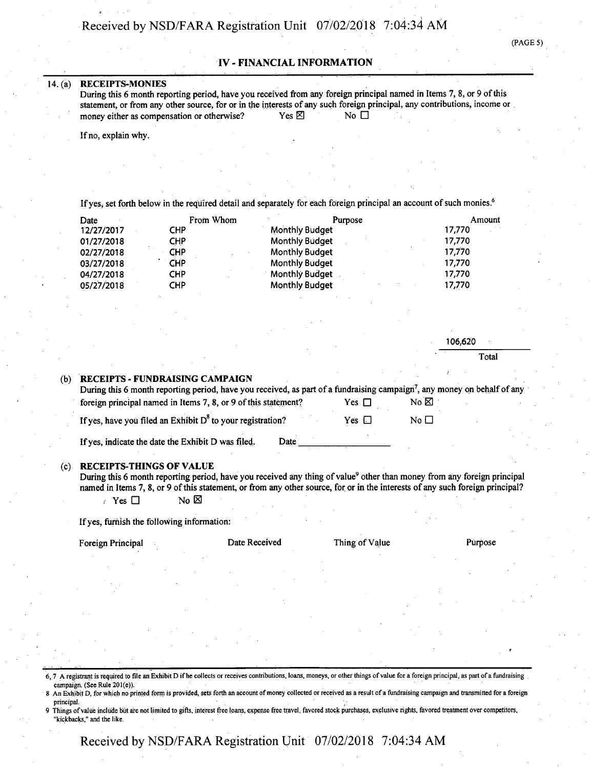## IV - FINANCIAL INFORMATION

14. (a) **RECEIPTS-MONIES**

During this 6 month reporting period, have you received from any foreign principal named in Items 7, 8, or 9 of this statement, or from any other source, for or in the interests of any such foreign principal, any contributions, income or money either as compensation or otherwise? Yes ☒ No ☐

If no, explain why.

If yes, set forth below in the required detail and separately for each foreign principal an account of such monies.[6]

| Date | From Whom | Purpose | Amount |
|---|---|---|---|
| 12/27/2017 | CHP | Monthly Budget | 17,770 |
| 01/27/2018 | CHP | Monthly Budget | 17,770 |
| 02/27/2018 | CHP | Monthly Budget | 17,770 |
| 03/27/2018 | CHP | Monthly Budget | 17,770 |
| 04/27/2018 | CHP | Monthly Budget | 17,770 |
| 05/27/2018 | CHP | Monthly Budget | 17,770 |
| | | Total | 106,620 |

(b) **RECEIPTS - FUNDRAISING CAMPAIGN**

During this 6 month reporting period, have you received, as part of a fundraising campaign[7], any money on behalf of any foreign principal named in Items 7, 8, or 9 of this statement? Yes ☐ No ☒

If yes, have you filed an Exhibit D[8] to your registration? Yes ☐ No ☐

If yes, indicate the date the Exhibit D was filed. Date ______________

(c) **RECEIPTS-THINGS OF VALUE**

During this 6 month reporting period, have you received any thing of value[9] other than money from any foreign principal named in Items 7, 8, or 9 of this statement, or from any other source, for or in the interests of any such foreign principal?

Yes ☐ No ☒

If yes, furnish the following information:

| Foreign Principal | Date Received | Thing of Value | Purpose |
|---|---|---|---|

---

6, 7 A registrant is required to file an Exhibit D if he collects or receives contributions, loans, moneys, or other things of value for a foreign principal, as part of a fundraising campaign. (See Rule 201(e)).

8 An Exhibit D, for which no printed form is provided, sets forth an account of money collected or received as a result of a fundraising campaign and transmitted for a foreign principal.

9 Things of value include but are not limited to gifts, interest free loans, expense free travel, favored stock purchases, exclusive rights, favored treatment over competitors, "kickbacks," and the like.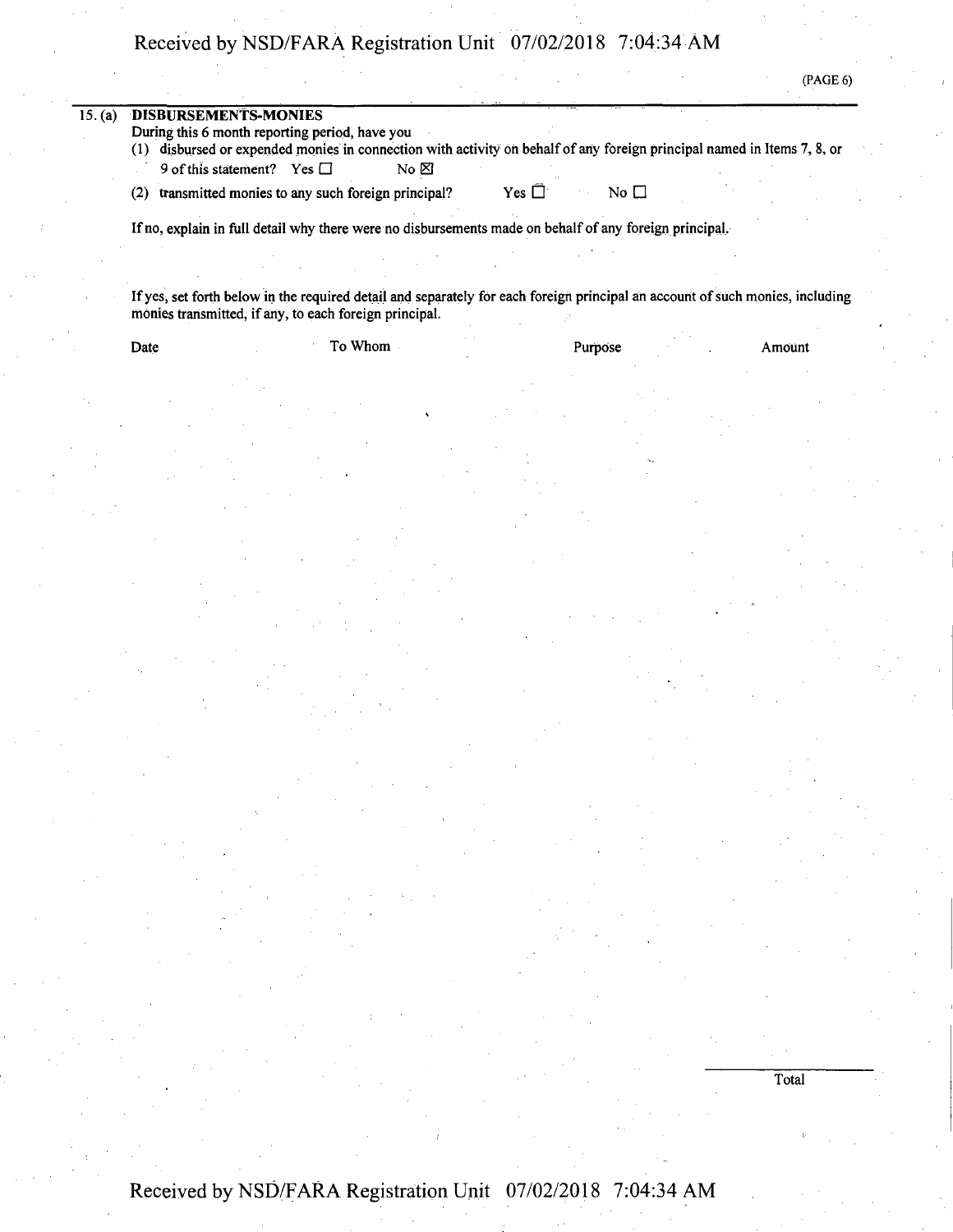15. (a) **DISBURSEMENTS-MONIES**

During this 6 month reporting period, have you

(1) disbursed or expended monies in connection with activity on behalf of any foreign principal named in Items 7, 8, or 9 of this statement? Yes ☐ No ☒

(2) transmitted monies to any such foreign principal? Yes ☐ No ☐

If no, explain in full detail why there were no disbursements made on behalf of any foreign principal.

If yes, set forth below in the required detail and separately for each foreign principal an account of such monies, including monies transmitted, if any, to each foreign principal.

| Date | To Whom | Purpose | Amount |
|---|---|---|---|

Total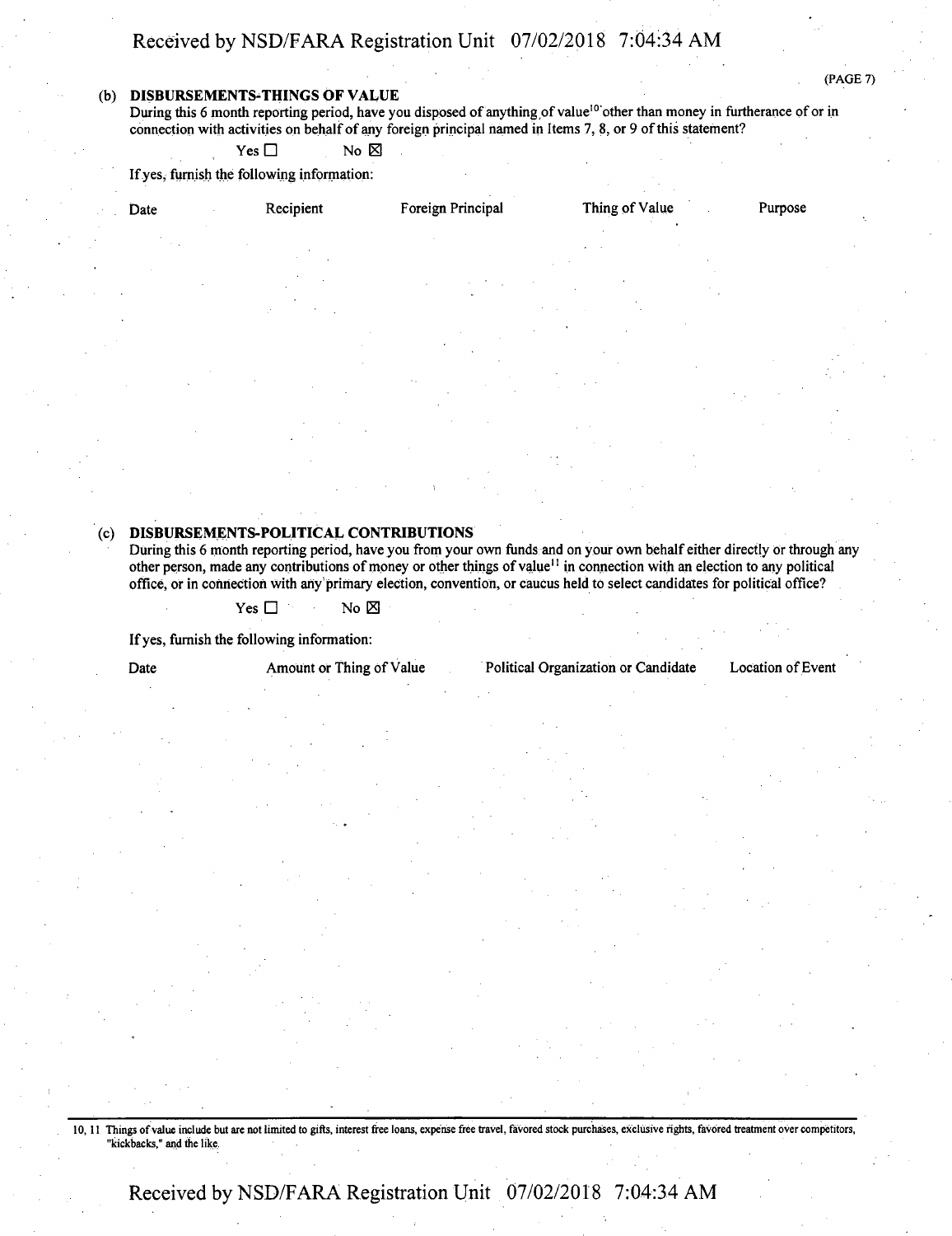(PAGE 7)

**(b) DISBURSEMENTS-THINGS OF VALUE**

During this 6 month reporting period, have you disposed of anything of value[10] other than money in furtherance of or in connection with activities on behalf of any foreign principal named in Items 7, 8, or 9 of this statement?

Yes ☐ No ☒

If yes, furnish the following information:

| Date | Recipient | Foreign Principal | Thing of Value | Purpose |
|---|---|---|---|---|

**(c) DISBURSEMENTS-POLITICAL CONTRIBUTIONS**

During this 6 month reporting period, have you from your own funds and on your own behalf either directly or through any other person, made any contributions of money or other things of value[11] in connection with an election to any political office, or in connection with any primary election, convention, or caucus held to select candidates for political office?

Yes ☐ No ☒

If yes, furnish the following information:

| Date | Amount or Thing of Value | Political Organization or Candidate | Location of Event |
|---|---|---|---|

---

10, 11 Things of value include but are not limited to gifts, interest free loans, expense free travel, favored stock purchases, exclusive rights, favored treatment over competitors, "kickbacks," and the like.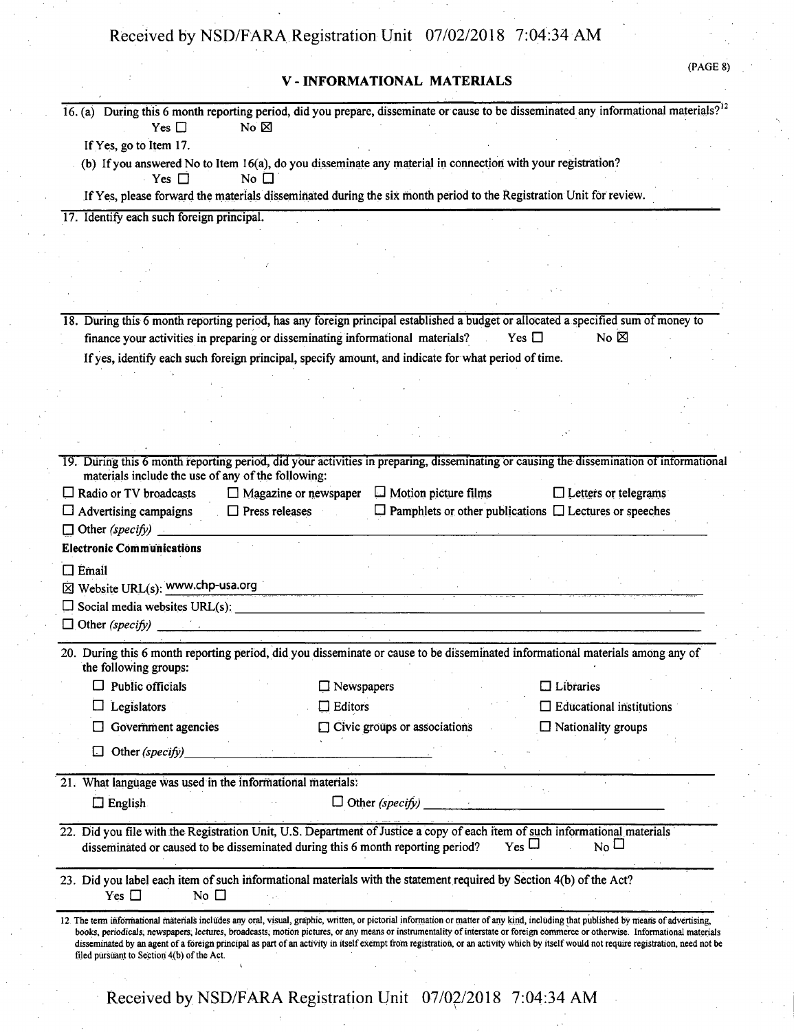## V - INFORMATIONAL MATERIALS

16. (a) During this 6 month reporting period, did you prepare, disseminate or cause to be disseminated any informational materials?[12]

    Yes ☐ No ☒

    If Yes, go to Item 17.

    (b) If you answered No to Item 16(a), do you disseminate any material in connection with your registration?

    Yes ☐ No ☐

    If Yes, please forward the materials disseminated during the six month period to the Registration Unit for review.

17. Identify each such foreign principal.

18. During this 6 month reporting period, has any foreign principal established a budget or allocated a specified sum of money to finance your activities in preparing or disseminating informational materials? Yes ☐ No ☒

    If yes, identify each such foreign principal, specify amount, and indicate for what period of time.

19. During this 6 month reporting period, did your activities in preparing, disseminating or causing the dissemination of informational materials include the use of any of the following:

    ☐ Radio or TV broadcasts ☐ Magazine or newspaper ☐ Motion picture films ☐ Letters or telegrams

    ☐ Advertising campaigns ☐ Press releases ☐ Pamphlets or other publications ☐ Lectures or speeches

    ☐ Other *(specify)*

    **Electronic Communications**

    ☐ Email

    ☒ Website URL(s): www.chp-usa.org

    ☐ Social media websites URL(s):

    ☐ Other *(specify)*

20. During this 6 month reporting period, did you disseminate or cause to be disseminated informational materials among any of the following groups:

    ☐ Public officials ☐ Newspapers ☐ Libraries

    ☐ Legislators ☐ Editors ☐ Educational institutions

    ☐ Government agencies ☐ Civic groups or associations ☐ Nationality groups

    ☐ Other *(specify)*

21. What language was used in the informational materials:

    ☐ English ☐ Other *(specify)*

22. Did you file with the Registration Unit, U.S. Department of Justice a copy of each item of such informational materials disseminated or caused to be disseminated during this 6 month reporting period? Yes ☐ No ☐

23. Did you label each item of such informational materials with the statement required by Section 4(b) of the Act?

    Yes ☐ No ☐

[12] The term informational materials includes any oral, visual, graphic, written, or pictorial information or matter of any kind, including that published by means of advertising, books, periodicals, newspapers, lectures, broadcasts, motion pictures, or any means or instrumentality of interstate or foreign commerce or otherwise. Informational materials disseminated by an agent of a foreign principal as part of an activity in itself exempt from registration, or an activity which by itself would not require registration, need not be filed pursuant to Section 4(b) of the Act.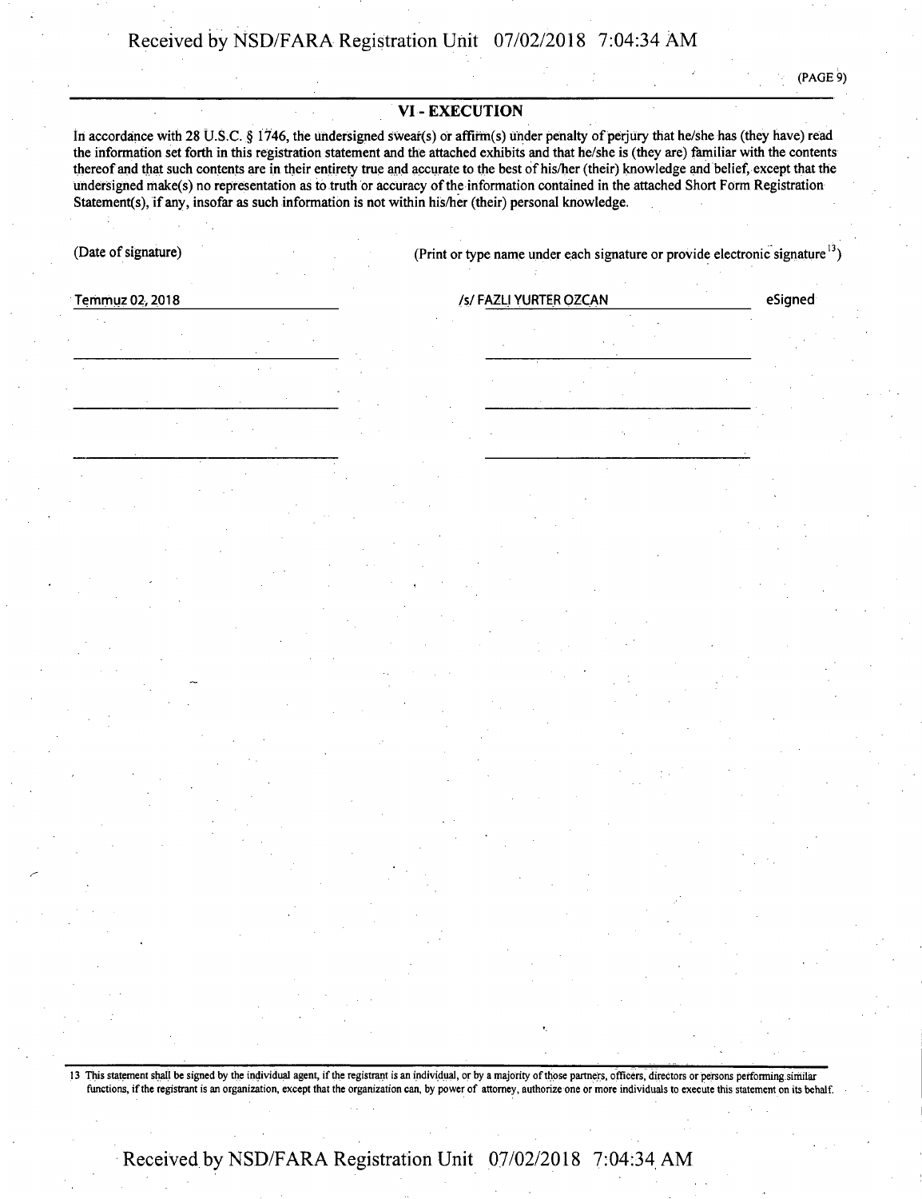## VI - EXECUTION

In accordance with 28 U.S.C. § 1746, the undersigned swear(s) or affirm(s) under penalty of perjury that he/she has (they have) read the information set forth in this registration statement and the attached exhibits and that he/she is (they are) familiar with the contents thereof and that such contents are in their entirety true and accurate to the best of his/her (their) knowledge and belief, except that the undersigned make(s) no representation as to truth or accuracy of the information contained in the attached Short Form Registration Statement(s), if any, insofar as such information is not within his/her (their) personal knowledge.

| (Date of signature) | (Print or type name under each signature or provide electronic signature[13]) | |
|---|---|---|
| Temmuz 02, 2018 | /s/ FAZLI YURTER OZCAN | eSigned |
| | | |
| | | |
| | | |

13 This statement shall be signed by the individual agent, if the registrant is an individual, or by a majority of those partners, officers, directors or persons performing similar functions, if the registrant is an organization, except that the organization can, by power of attorney, authorize one or more individuals to execute this statement on its behalf.